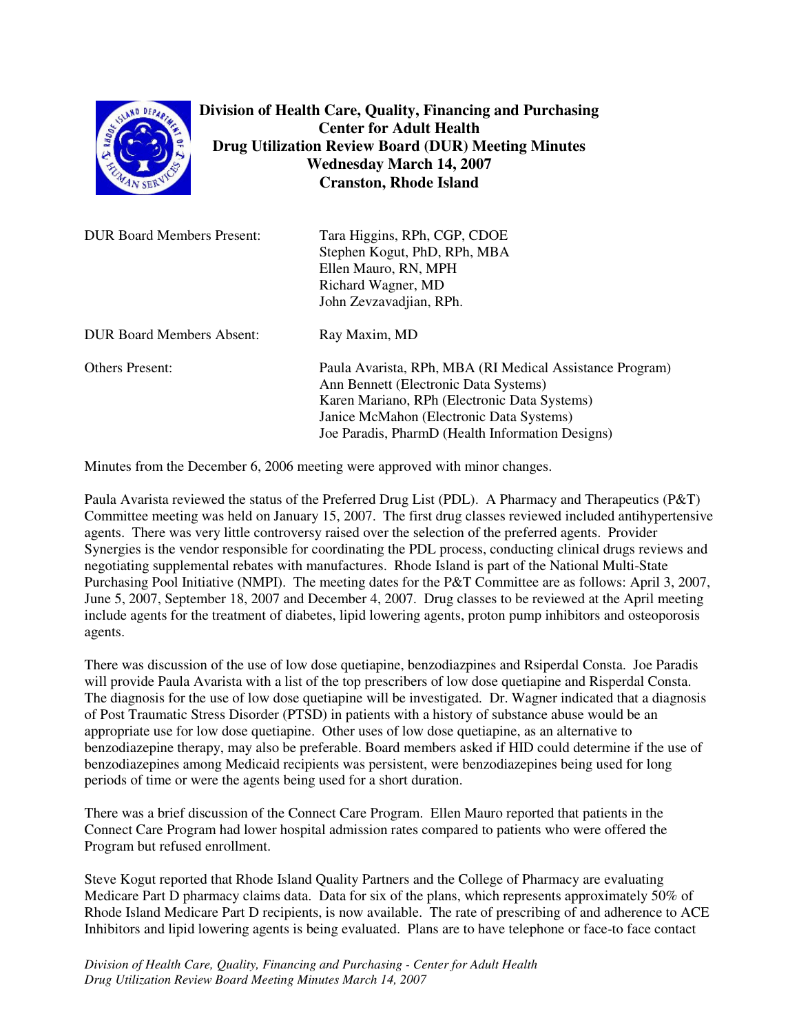**Division of Health Care, Quality, Financing and Purchasing**
**Center for Adult Health**
**Drug Utilization Review Board (DUR) Meeting Minutes**
**Wednesday March 14, 2007**
**Cranston, Rhode Island**

| | |
|---|---|
| DUR Board Members Present: | Tara Higgins, RPh, CGP, CDOE<br>Stephen Kogut, PhD, RPh, MBA<br>Ellen Mauro, RN, MPH<br>Richard Wagner, MD<br>John Zevzavadjian, RPh. |
| DUR Board Members Absent: | Ray Maxim, MD |
| Others Present: | Paula Avarista, RPh, MBA (RI Medical Assistance Program)<br>Ann Bennett (Electronic Data Systems)<br>Karen Mariano, RPh (Electronic Data Systems)<br>Janice McMahon (Electronic Data Systems)<br>Joe Paradis, PharmD (Health Information Designs) |

Minutes from the December 6, 2006 meeting were approved with minor changes.

Paula Avarista reviewed the status of the Preferred Drug List (PDL). A Pharmacy and Therapeutics (P&T) Committee meeting was held on January 15, 2007. The first drug classes reviewed included antihypertensive agents. There was very little controversy raised over the selection of the preferred agents. Provider Synergies is the vendor responsible for coordinating the PDL process, conducting clinical drugs reviews and negotiating supplemental rebates with manufactures. Rhode Island is part of the National Multi-State Purchasing Pool Initiative (NMPI). The meeting dates for the P&T Committee are as follows: April 3, 2007, June 5, 2007, September 18, 2007 and December 4, 2007. Drug classes to be reviewed at the April meeting include agents for the treatment of diabetes, lipid lowering agents, proton pump inhibitors and osteoporosis agents.

There was discussion of the use of low dose quetiapine, benzodiazpines and Rsiperdal Consta. Joe Paradis will provide Paula Avarista with a list of the top prescribers of low dose quetiapine and Risperdal Consta. The diagnosis for the use of low dose quetiapine will be investigated. Dr. Wagner indicated that a diagnosis of Post Traumatic Stress Disorder (PTSD) in patients with a history of substance abuse would be an appropriate use for low dose quetiapine. Other uses of low dose quetiapine, as an alternative to benzodiazepine therapy, may also be preferable. Board members asked if HID could determine if the use of benzodiazepines among Medicaid recipients was persistent, were benzodiazepines being used for long periods of time or were the agents being used for a short duration.

There was a brief discussion of the Connect Care Program. Ellen Mauro reported that patients in the Connect Care Program had lower hospital admission rates compared to patients who were offered the Program but refused enrollment.

Steve Kogut reported that Rhode Island Quality Partners and the College of Pharmacy are evaluating Medicare Part D pharmacy claims data. Data for six of the plans, which represents approximately 50% of Rhode Island Medicare Part D recipients, is now available. The rate of prescribing of and adherence to ACE Inhibitors and lipid lowering agents is being evaluated. Plans are to have telephone or face-to face contact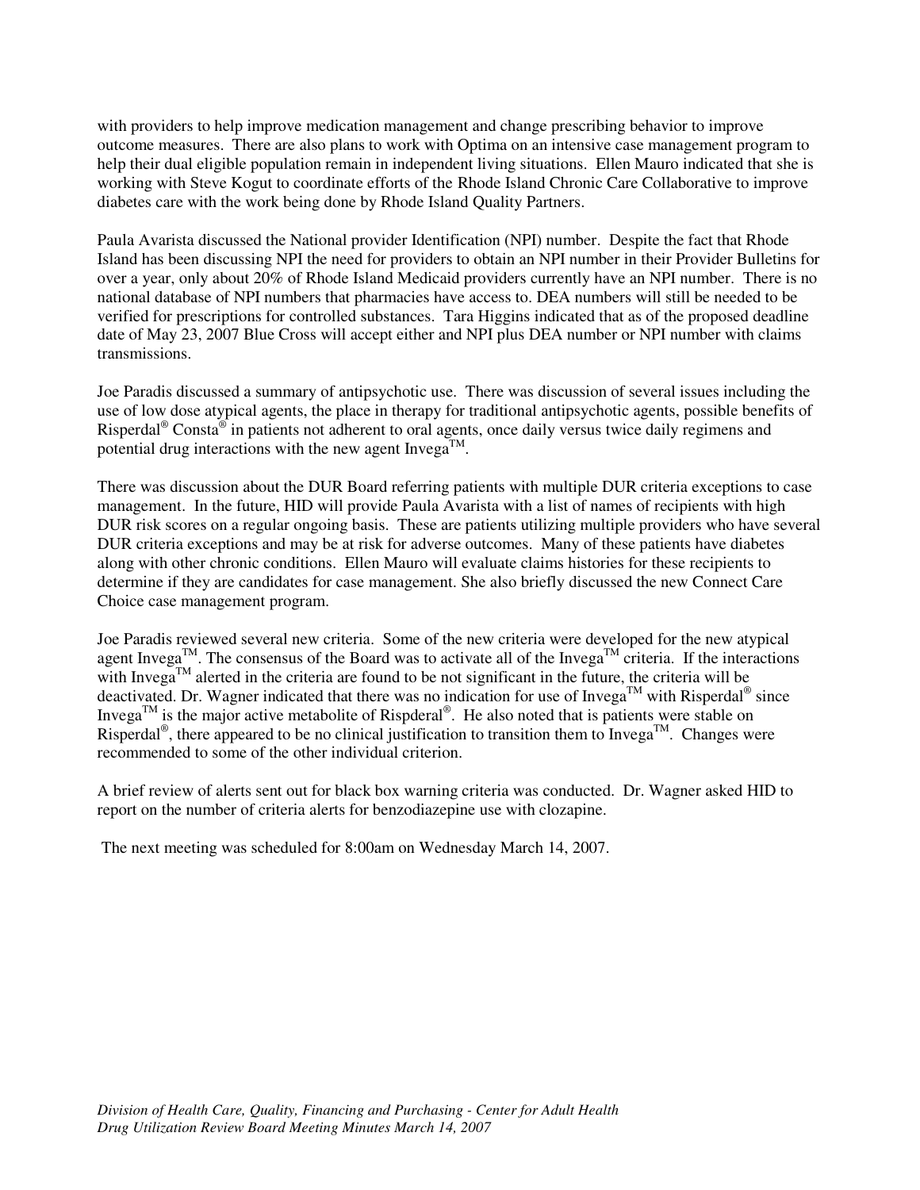with providers to help improve medication management and change prescribing behavior to improve outcome measures. There are also plans to work with Optima on an intensive case management program to help their dual eligible population remain in independent living situations. Ellen Mauro indicated that she is working with Steve Kogut to coordinate efforts of the Rhode Island Chronic Care Collaborative to improve diabetes care with the work being done by Rhode Island Quality Partners.

Paula Avarista discussed the National provider Identification (NPI) number. Despite the fact that Rhode Island has been discussing NPI the need for providers to obtain an NPI number in their Provider Bulletins for over a year, only about 20% of Rhode Island Medicaid providers currently have an NPI number. There is no national database of NPI numbers that pharmacies have access to. DEA numbers will still be needed to be verified for prescriptions for controlled substances. Tara Higgins indicated that as of the proposed deadline date of May 23, 2007 Blue Cross will accept either and NPI plus DEA number or NPI number with claims transmissions.

Joe Paradis discussed a summary of antipsychotic use. There was discussion of several issues including the use of low dose atypical agents, the place in therapy for traditional antipsychotic agents, possible benefits of Risperdal® Consta® in patients not adherent to oral agents, once daily versus twice daily regimens and potential drug interactions with the new agent Invega™.

There was discussion about the DUR Board referring patients with multiple DUR criteria exceptions to case management. In the future, HID will provide Paula Avarista with a list of names of recipients with high DUR risk scores on a regular ongoing basis. These are patients utilizing multiple providers who have several DUR criteria exceptions and may be at risk for adverse outcomes. Many of these patients have diabetes along with other chronic conditions. Ellen Mauro will evaluate claims histories for these recipients to determine if they are candidates for case management. She also briefly discussed the new Connect Care Choice case management program.

Joe Paradis reviewed several new criteria. Some of the new criteria were developed for the new atypical agent Invega™. The consensus of the Board was to activate all of the Invega™ criteria. If the interactions with Invega™ alerted in the criteria are found to be not significant in the future, the criteria will be deactivated. Dr. Wagner indicated that there was no indication for use of Invega™ with Risperdal® since Invega™ is the major active metabolite of Rispderal®. He also noted that is patients were stable on Risperdal®, there appeared to be no clinical justification to transition them to Invega™. Changes were recommended to some of the other individual criterion.

A brief review of alerts sent out for black box warning criteria was conducted. Dr. Wagner asked HID to report on the number of criteria alerts for benzodiazepine use with clozapine.

The next meeting was scheduled for 8:00am on Wednesday March 14, 2007.